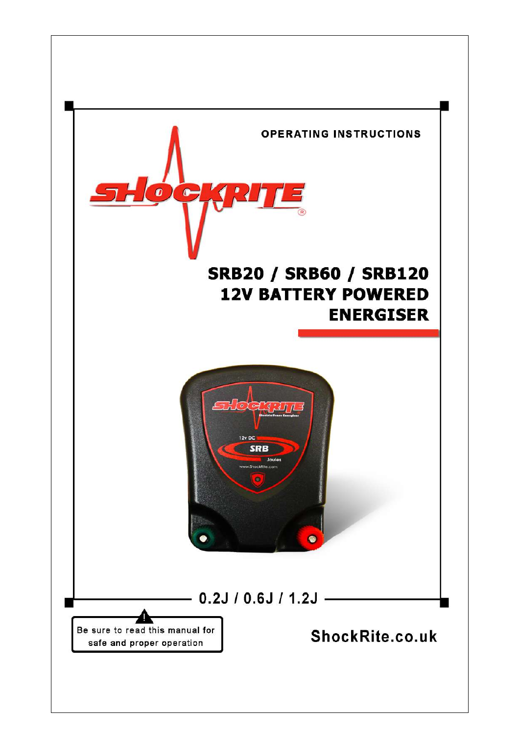OPERATING INSTRUCTIONS

SHOCKRITE®

# SRB20 / SRB60 / SRB120 12V BATTERY POWERED ENERGISER

0.2J / 0.6J / 1.2J

Be sure to read this manual for safe and proper operation

ShockRite.co.uk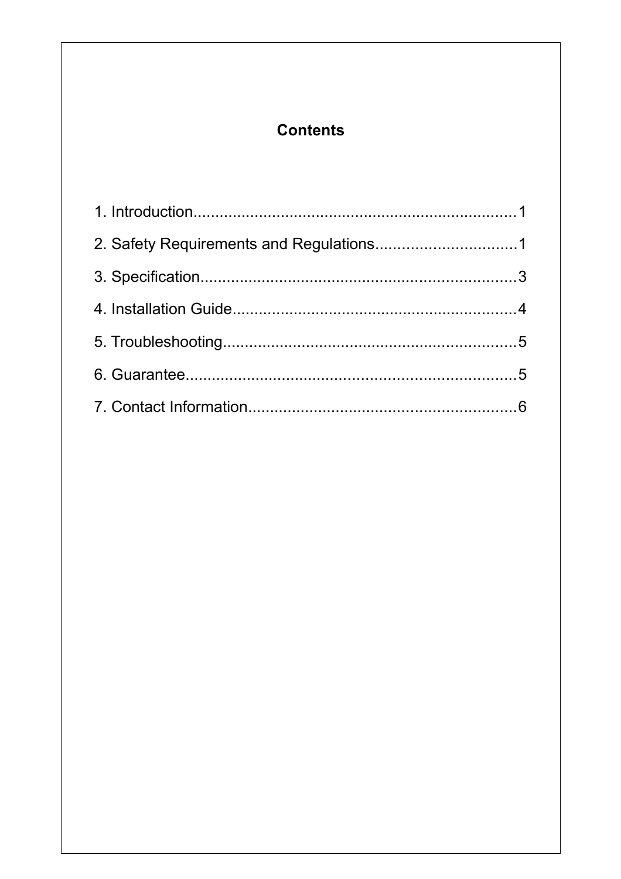# Contents

1. Introduction........................................................................1
2. Safety Requirements and Regulations................................1
3. Specification.......................................................................3
4. Installation Guide................................................................4
5. Troubleshooting..................................................................5
6. Guarantee...........................................................................5
7. Contact Information............................................................6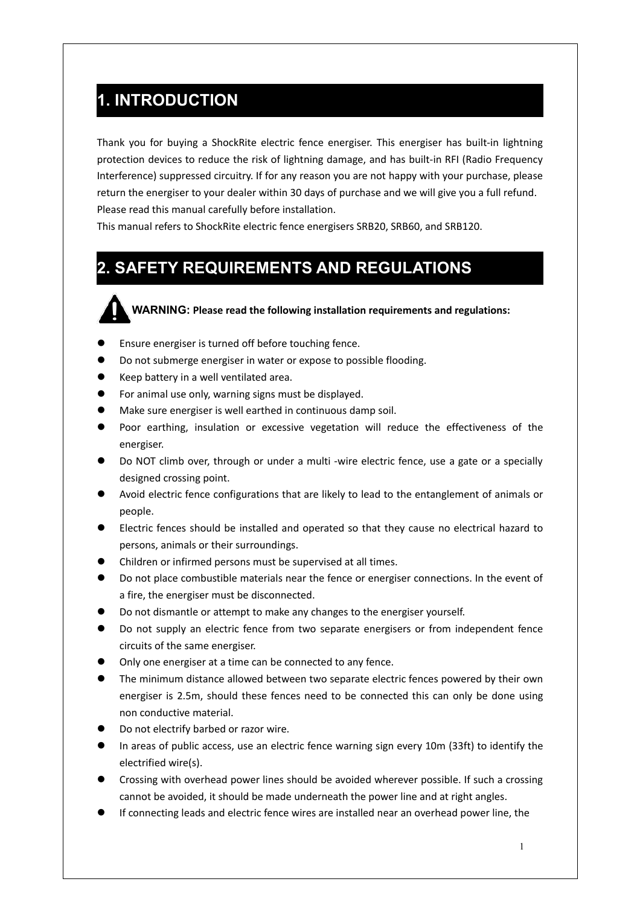# 1. INTRODUCTION

Thank you for buying a ShockRite electric fence energiser. This energiser has built-in lightning protection devices to reduce the risk of lightning damage, and has built-in RFI (Radio Frequency Interference) suppressed circuitry. If for any reason you are not happy with your purchase, please return the energiser to your dealer within 30 days of purchase and we will give you a full refund. Please read this manual carefully before installation.

This manual refers to ShockRite electric fence energisers SRB20, SRB60, and SRB120.

# 2. SAFETY REQUIREMENTS AND REGULATIONS

**WARNING: Please read the following installation requirements and regulations:**

- Ensure energiser is turned off before touching fence.
- Do not submerge energiser in water or expose to possible flooding.
- Keep battery in a well ventilated area.
- For animal use only, warning signs must be displayed.
- Make sure energiser is well earthed in continuous damp soil.
- Poor earthing, insulation or excessive vegetation will reduce the effectiveness of the energiser.
- Do NOT climb over, through or under a multi -wire electric fence, use a gate or a specially designed crossing point.
- Avoid electric fence configurations that are likely to lead to the entanglement of animals or people.
- Electric fences should be installed and operated so that they cause no electrical hazard to persons, animals or their surroundings.
- Children or infirmed persons must be supervised at all times.
- Do not place combustible materials near the fence or energiser connections. In the event of a fire, the energiser must be disconnected.
- Do not dismantle or attempt to make any changes to the energiser yourself.
- Do not supply an electric fence from two separate energisers or from independent fence circuits of the same energiser.
- Only one energiser at a time can be connected to any fence.
- The minimum distance allowed between two separate electric fences powered by their own energiser is 2.5m, should these fences need to be connected this can only be done using non conductive material.
- Do not electrify barbed or razor wire.
- In areas of public access, use an electric fence warning sign every 10m (33ft) to identify the electrified wire(s).
- Crossing with overhead power lines should be avoided wherever possible. If such a crossing cannot be avoided, it should be made underneath the power line and at right angles.
- If connecting leads and electric fence wires are installed near an overhead power line, the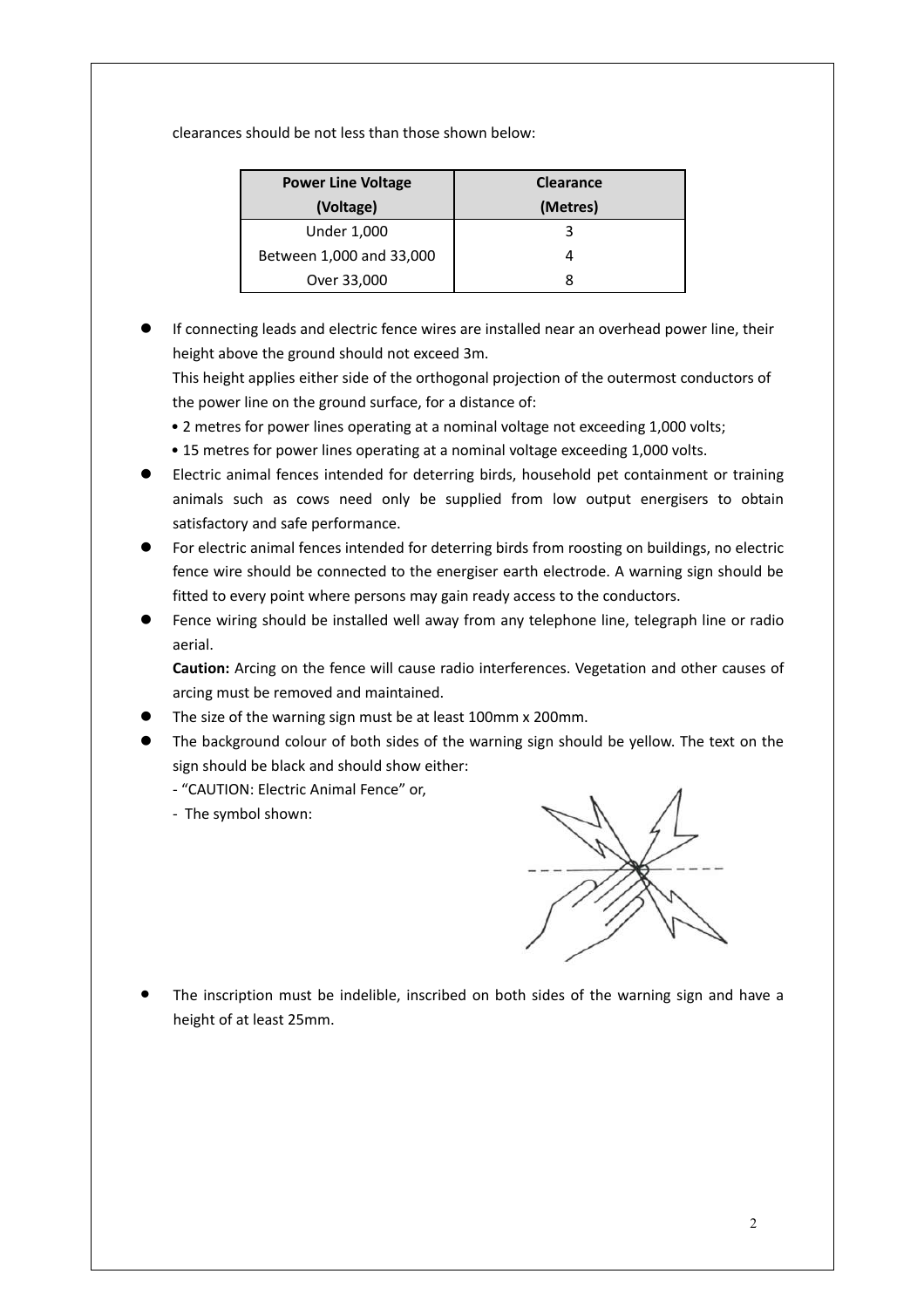clearances should be not less than those shown below:

| Power Line Voltage (Voltage) | Clearance (Metres) |
|---|---|
| Under 1,000 | 3 |
| Between 1,000 and 33,000 | 4 |
| Over 33,000 | 8 |

- If connecting leads and electric fence wires are installed near an overhead power line, their height above the ground should not exceed 3m.
  This height applies either side of the orthogonal projection of the outermost conductors of the power line on the ground surface, for a distance of:
  - 2 metres for power lines operating at a nominal voltage not exceeding 1,000 volts;
  - 15 metres for power lines operating at a nominal voltage exceeding 1,000 volts.
- Electric animal fences intended for deterring birds, household pet containment or training animals such as cows need only be supplied from low output energisers to obtain satisfactory and safe performance.
- For electric animal fences intended for deterring birds from roosting on buildings, no electric fence wire should be connected to the energiser earth electrode. A warning sign should be fitted to every point where persons may gain ready access to the conductors.
- Fence wiring should be installed well away from any telephone line, telegraph line or radio aerial.
  **Caution:** Arcing on the fence will cause radio interferences. Vegetation and other causes of arcing must be removed and maintained.
- The size of the warning sign must be at least 100mm x 200mm.
- The background colour of both sides of the warning sign should be yellow. The text on the sign should be black and should show either:
  - "CAUTION: Electric Animal Fence" or,
  - The symbol shown:
- The inscription must be indelible, inscribed on both sides of the warning sign and have a height of at least 25mm.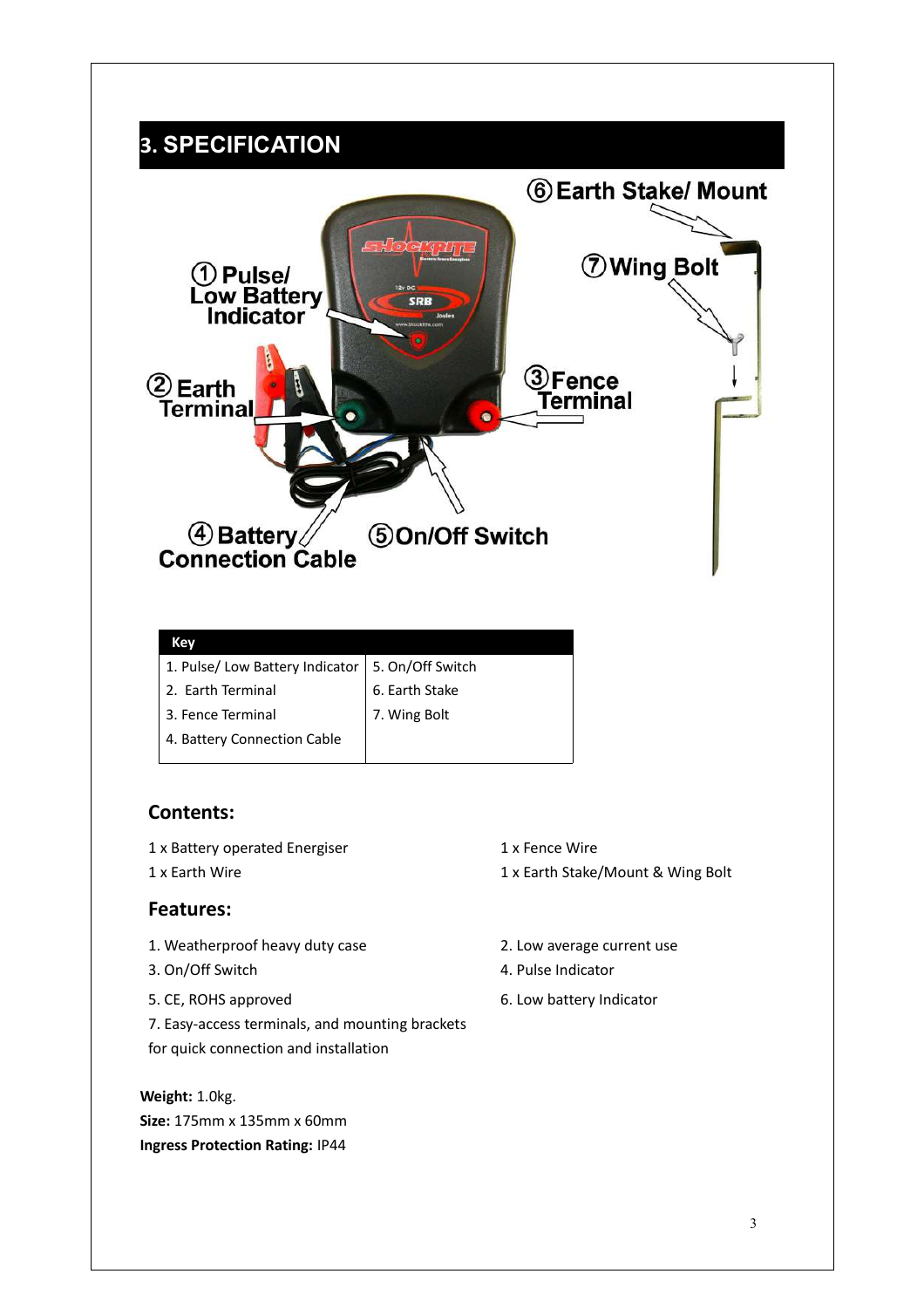# 3. SPECIFICATION

| Key | |
|---|---|
| 1. Pulse/ Low Battery Indicator | 5. On/Off Switch |
| 2. Earth Terminal | 6. Earth Stake |
| 3. Fence Terminal | 7. Wing Bolt |
| 4. Battery Connection Cable | |

## Contents:

1 x Battery operated Energiser

1 x Earth Wire

1 x Fence Wire

1 x Earth Stake/Mount & Wing Bolt

## Features:

1. Weatherproof heavy duty case
2. Low average current use
3. On/Off Switch
4. Pulse Indicator
5. CE, ROHS approved
6. Low battery Indicator
7. Easy-access terminals, and mounting brackets for quick connection and installation

**Weight:** 1.0kg.
**Size:** 175mm x 135mm x 60mm
**Ingress Protection Rating:** IP44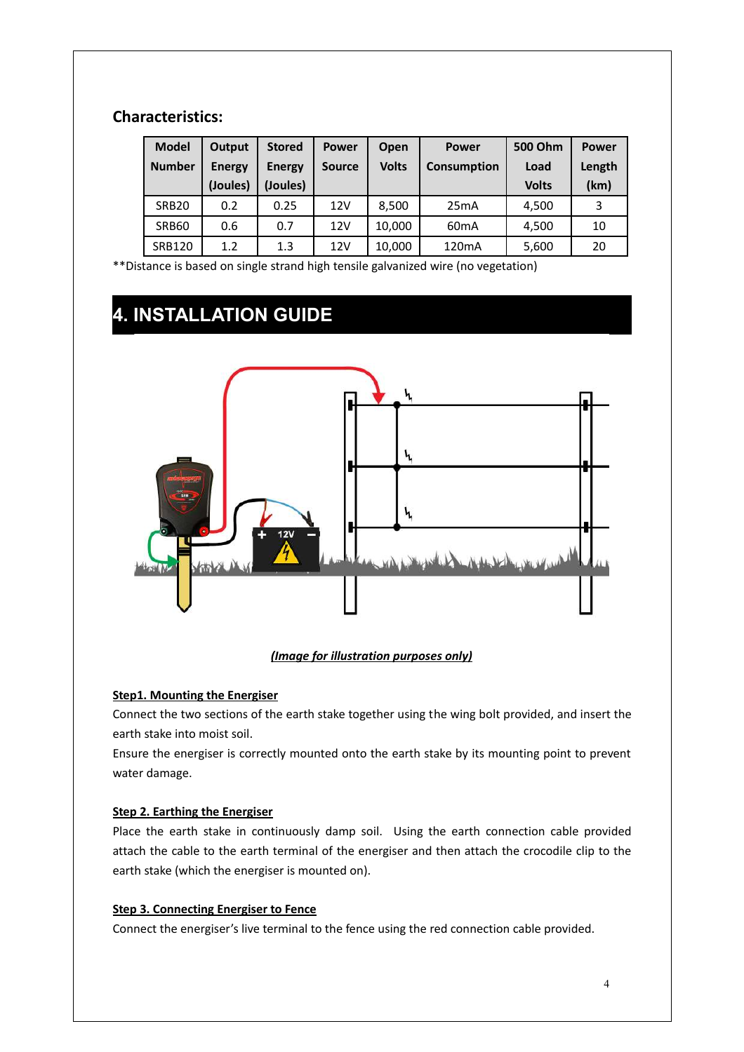## Characteristics:

| Model Number | Output Energy (Joules) | Stored Energy (Joules) | Power Source | Open Volts | Power Consumption | 500 Ohm Load Volts | Power Length (km) |
|---|---|---|---|---|---|---|---|
| SRB20 | 0.2 | 0.25 | 12V | 8,500 | 25mA | 4,500 | 3 |
| SRB60 | 0.6 | 0.7 | 12V | 10,000 | 60mA | 4,500 | 10 |
| SRB120 | 1.2 | 1.3 | 12V | 10,000 | 120mA | 5,600 | 20 |

**Distance is based on single strand high tensile galvanized wire (no vegetation)

# 4. INSTALLATION GUIDE

***(Image for illustration purposes only)***

**Step1. Mounting the Energiser**

Connect the two sections of the earth stake together using the wing bolt provided, and insert the earth stake into moist soil.

Ensure the energiser is correctly mounted onto the earth stake by its mounting point to prevent water damage.

**Step 2. Earthing the Energiser**

Place the earth stake in continuously damp soil. Using the earth connection cable provided attach the cable to the earth terminal of the energiser and then attach the crocodile clip to the earth stake (which the energiser is mounted on).

**Step 3. Connecting Energiser to Fence**

Connect the energiser's live terminal to the fence using the red connection cable provided.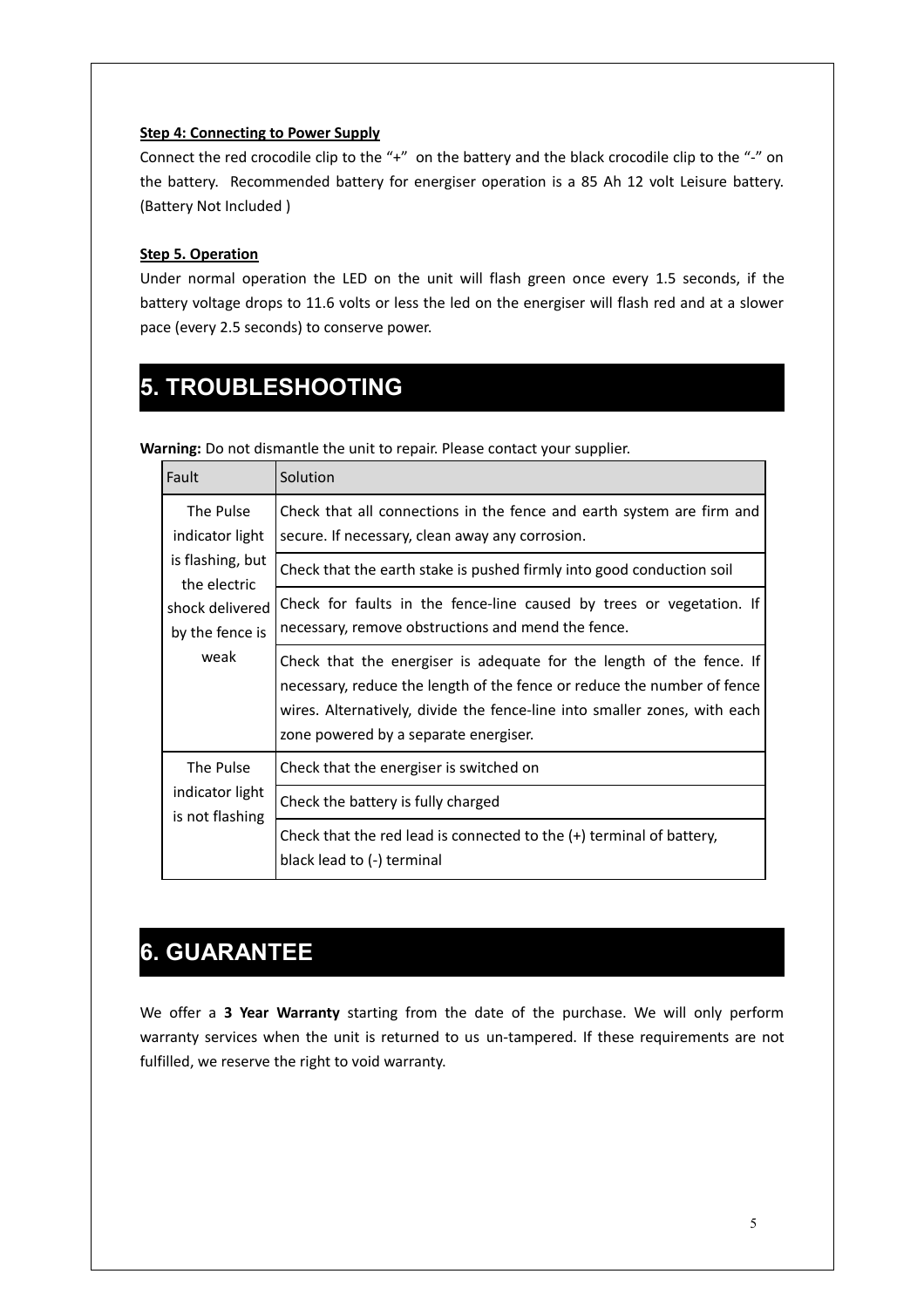**Step 4: Connecting to Power Supply**

Connect the red crocodile clip to the "+" on the battery and the black crocodile clip to the "-" on the battery. Recommended battery for energiser operation is a 85 Ah 12 volt Leisure battery. (Battery Not Included )

**Step 5. Operation**

Under normal operation the LED on the unit will flash green once every 1.5 seconds, if the battery voltage drops to 11.6 volts or less the led on the energiser will flash red and at a slower pace (every 2.5 seconds) to conserve power.

# 5. TROUBLESHOOTING

**Warning:** Do not dismantle the unit to repair. Please contact your supplier.

| Fault | Solution |
|---|---|
| The Pulse indicator light is flashing, but the electric shock delivered by the fence is weak | Check that all connections in the fence and earth system are firm and secure. If necessary, clean away any corrosion. |
| | Check that the earth stake is pushed firmly into good conduction soil |
| | Check for faults in the fence-line caused by trees or vegetation. If necessary, remove obstructions and mend the fence. |
| | Check that the energiser is adequate for the length of the fence. If necessary, reduce the length of the fence or reduce the number of fence wires. Alternatively, divide the fence-line into smaller zones, with each zone powered by a separate energiser. |
| The Pulse indicator light is not flashing | Check that the energiser is switched on |
| | Check the battery is fully charged |
| | Check that the red lead is connected to the (+) terminal of battery, black lead to (-) terminal |

# 6. GUARANTEE

We offer a **3 Year Warranty** starting from the date of the purchase. We will only perform warranty services when the unit is returned to us un-tampered. If these requirements are not fulfilled, we reserve the right to void warranty.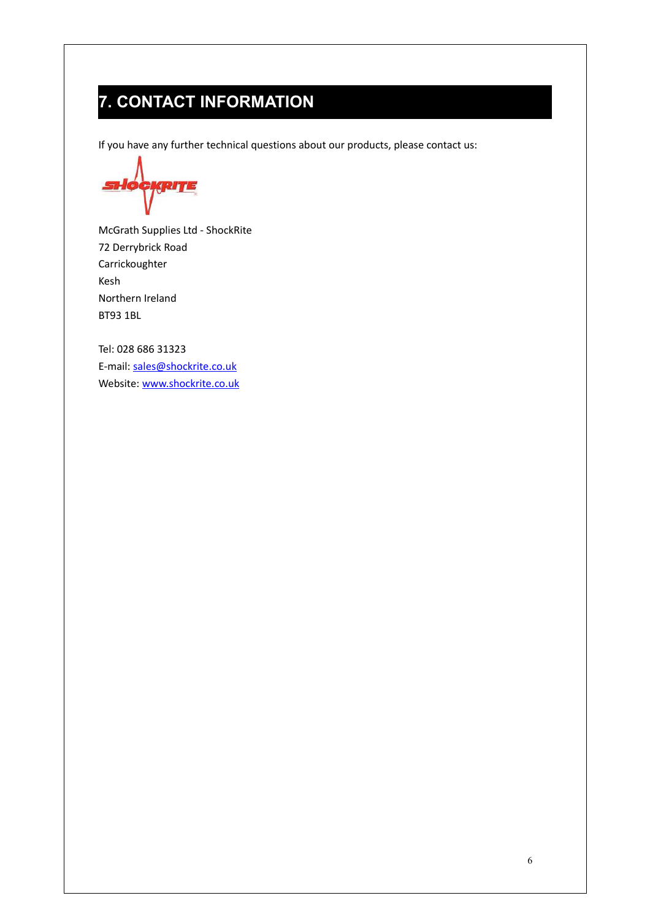# 7. CONTACT INFORMATION

If you have any further technical questions about our products, please contact us:

McGrath Supplies Ltd - ShockRite
72 Derrybrick Road
Carrickoughter
Kesh
Northern Ireland
BT93 1BL

Tel: 028 686 31323
E-mail: sales@shockrite.co.uk
Website: www.shockrite.co.uk